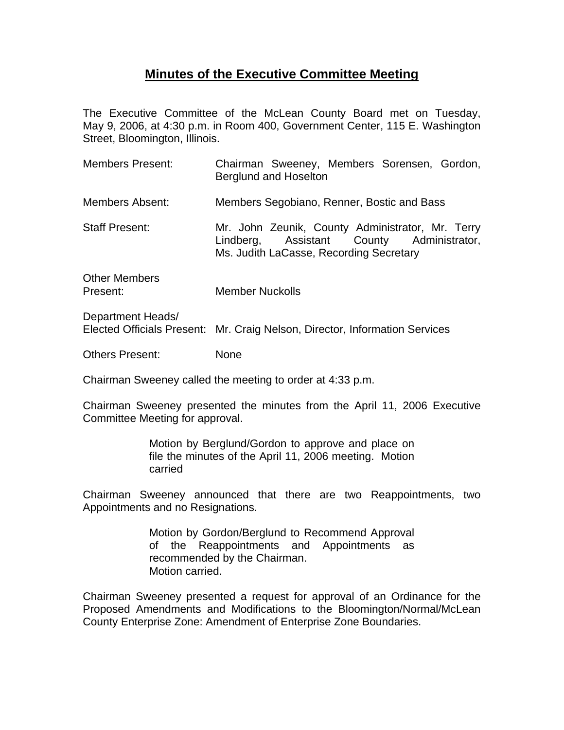# Minutes of the Executive Committee Meeting

The Executive Committee of the McLean County Board met on Tuesday, May 9, 2006, at 4:30 p.m. in Room 400, Government Center, 115 E. Washington Street, Bloomington, Illinois.

Members Present: Chairman Sweeney, Members Sorensen, Gordon, Berglund and Hoselton

Members Absent: Members Segobiano, Renner, Bostic and Bass

Staff Present: Mr. John Zeunik, County Administrator, Mr. Terry Lindberg, Assistant County Administrator, Ms. Judith LaCasse, Recording Secretary

Other Members Present: Member Nuckolls

Department Heads/ Elected Officials Present: Mr. Craig Nelson, Director, Information Services

Others Present: None

Chairman Sweeney called the meeting to order at 4:33 p.m.

Chairman Sweeney presented the minutes from the April 11, 2006 Executive Committee Meeting for approval.

> Motion by Berglund/Gordon to approve and place on file the minutes of the April 11, 2006 meeting. Motion carried

Chairman Sweeney announced that there are two Reappointments, two Appointments and no Resignations.

> Motion by Gordon/Berglund to Recommend Approval of the Reappointments and Appointments as recommended by the Chairman.
> Motion carried.

Chairman Sweeney presented a request for approval of an Ordinance for the Proposed Amendments and Modifications to the Bloomington/Normal/McLean County Enterprise Zone: Amendment of Enterprise Zone Boundaries.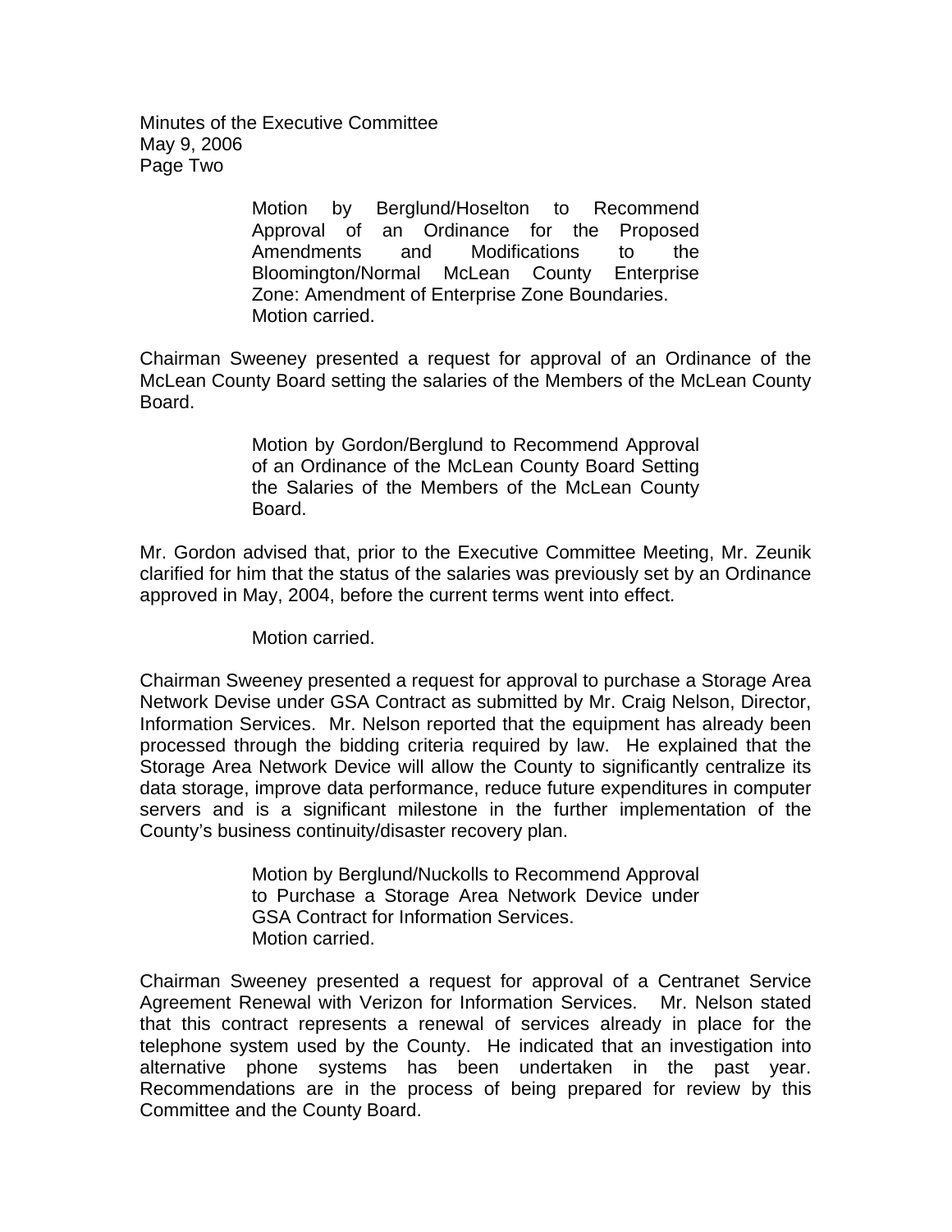> Motion by Berglund/Hoselton to Recommend Approval of an Ordinance for the Proposed Amendments and Modifications to the Bloomington/Normal McLean County Enterprise Zone: Amendment of Enterprise Zone Boundaries.
> Motion carried.

Chairman Sweeney presented a request for approval of an Ordinance of the McLean County Board setting the salaries of the Members of the McLean County Board.

> Motion by Gordon/Berglund to Recommend Approval of an Ordinance of the McLean County Board Setting the Salaries of the Members of the McLean County Board.

Mr. Gordon advised that, prior to the Executive Committee Meeting, Mr. Zeunik clarified for him that the status of the salaries was previously set by an Ordinance approved in May, 2004, before the current terms went into effect.

> Motion carried.

Chairman Sweeney presented a request for approval to purchase a Storage Area Network Devise under GSA Contract as submitted by Mr. Craig Nelson, Director, Information Services. Mr. Nelson reported that the equipment has already been processed through the bidding criteria required by law. He explained that the Storage Area Network Device will allow the County to significantly centralize its data storage, improve data performance, reduce future expenditures in computer servers and is a significant milestone in the further implementation of the County's business continuity/disaster recovery plan.

> Motion by Berglund/Nuckolls to Recommend Approval to Purchase a Storage Area Network Device under GSA Contract for Information Services.
> Motion carried.

Chairman Sweeney presented a request for approval of a Centranet Service Agreement Renewal with Verizon for Information Services. Mr. Nelson stated that this contract represents a renewal of services already in place for the telephone system used by the County. He indicated that an investigation into alternative phone systems has been undertaken in the past year. Recommendations are in the process of being prepared for review by this Committee and the County Board.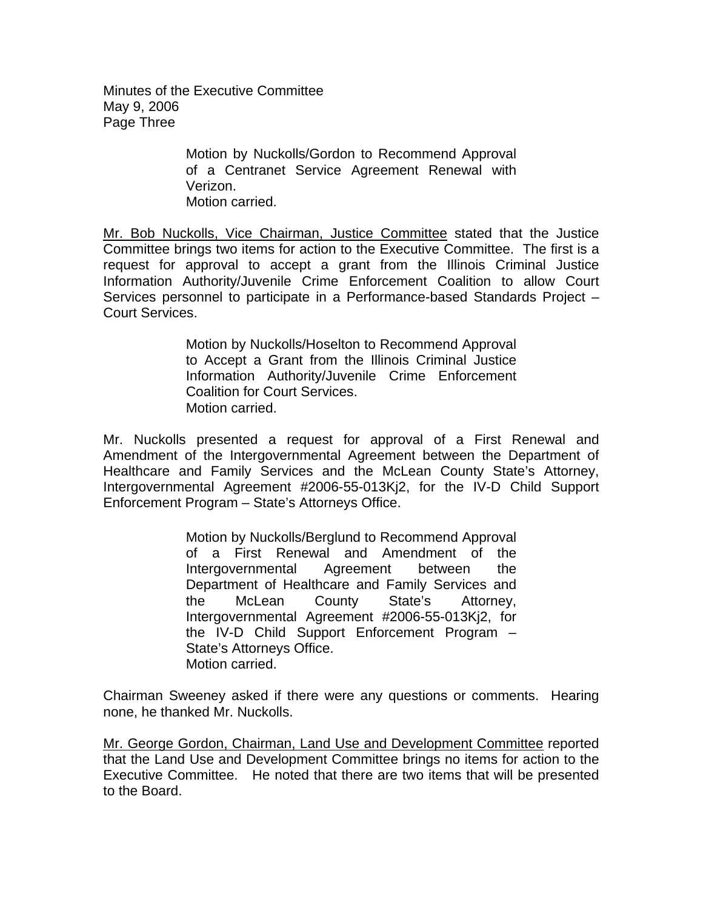Motion by Nuckolls/Gordon to Recommend Approval of a Centranet Service Agreement Renewal with Verizon.
Motion carried.

Mr. Bob Nuckolls, Vice Chairman, Justice Committee stated that the Justice Committee brings two items for action to the Executive Committee. The first is a request for approval to accept a grant from the Illinois Criminal Justice Information Authority/Juvenile Crime Enforcement Coalition to allow Court Services personnel to participate in a Performance-based Standards Project – Court Services.

Motion by Nuckolls/Hoselton to Recommend Approval to Accept a Grant from the Illinois Criminal Justice Information Authority/Juvenile Crime Enforcement Coalition for Court Services.
Motion carried.

Mr. Nuckolls presented a request for approval of a First Renewal and Amendment of the Intergovernmental Agreement between the Department of Healthcare and Family Services and the McLean County State's Attorney, Intergovernmental Agreement #2006-55-013Kj2, for the IV-D Child Support Enforcement Program – State's Attorneys Office.

Motion by Nuckolls/Berglund to Recommend Approval of a First Renewal and Amendment of the Intergovernmental Agreement between the Department of Healthcare and Family Services and the McLean County State's Attorney, Intergovernmental Agreement #2006-55-013Kj2, for the IV-D Child Support Enforcement Program – State's Attorneys Office.
Motion carried.

Chairman Sweeney asked if there were any questions or comments. Hearing none, he thanked Mr. Nuckolls.

Mr. George Gordon, Chairman, Land Use and Development Committee reported that the Land Use and Development Committee brings no items for action to the Executive Committee. He noted that there are two items that will be presented to the Board.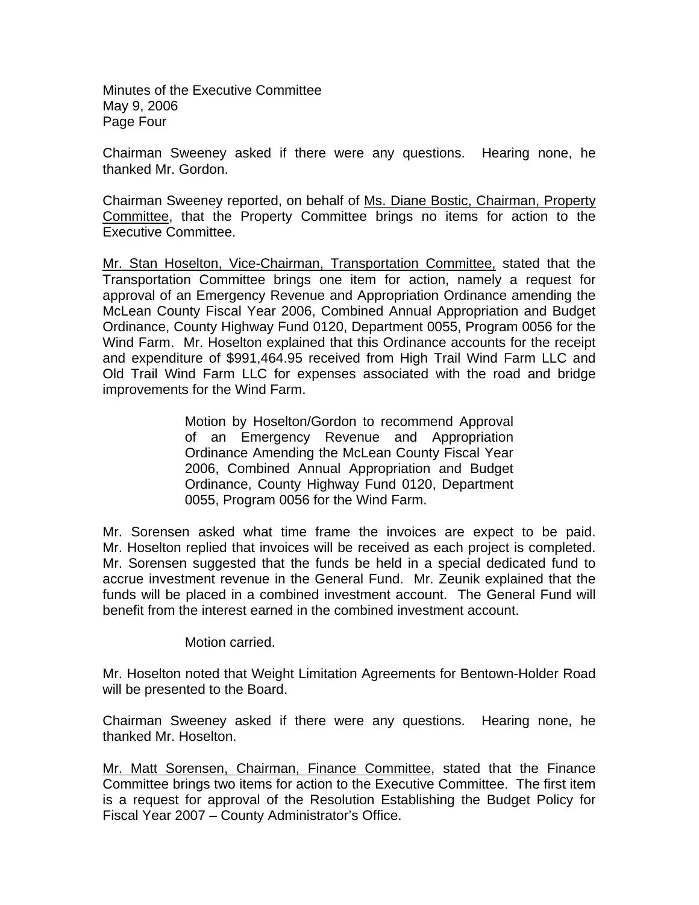Chairman Sweeney asked if there were any questions. Hearing none, he thanked Mr. Gordon.

Chairman Sweeney reported, on behalf of Ms. Diane Bostic, Chairman, Property Committee, that the Property Committee brings no items for action to the Executive Committee.

Mr. Stan Hoselton, Vice-Chairman, Transportation Committee, stated that the Transportation Committee brings one item for action, namely a request for approval of an Emergency Revenue and Appropriation Ordinance amending the McLean County Fiscal Year 2006, Combined Annual Appropriation and Budget Ordinance, County Highway Fund 0120, Department 0055, Program 0056 for the Wind Farm. Mr. Hoselton explained that this Ordinance accounts for the receipt and expenditure of $991,464.95 received from High Trail Wind Farm LLC and Old Trail Wind Farm LLC for expenses associated with the road and bridge improvements for the Wind Farm.

> Motion by Hoselton/Gordon to recommend Approval of an Emergency Revenue and Appropriation Ordinance Amending the McLean County Fiscal Year 2006, Combined Annual Appropriation and Budget Ordinance, County Highway Fund 0120, Department 0055, Program 0056 for the Wind Farm.

Mr. Sorensen asked what time frame the invoices are expect to be paid. Mr. Hoselton replied that invoices will be received as each project is completed. Mr. Sorensen suggested that the funds be held in a special dedicated fund to accrue investment revenue in the General Fund. Mr. Zeunik explained that the funds will be placed in a combined investment account. The General Fund will benefit from the interest earned in the combined investment account.

> Motion carried.

Mr. Hoselton noted that Weight Limitation Agreements for Bentown-Holder Road will be presented to the Board.

Chairman Sweeney asked if there were any questions. Hearing none, he thanked Mr. Hoselton.

Mr. Matt Sorensen, Chairman, Finance Committee, stated that the Finance Committee brings two items for action to the Executive Committee. The first item is a request for approval of the Resolution Establishing the Budget Policy for Fiscal Year 2007 – County Administrator's Office.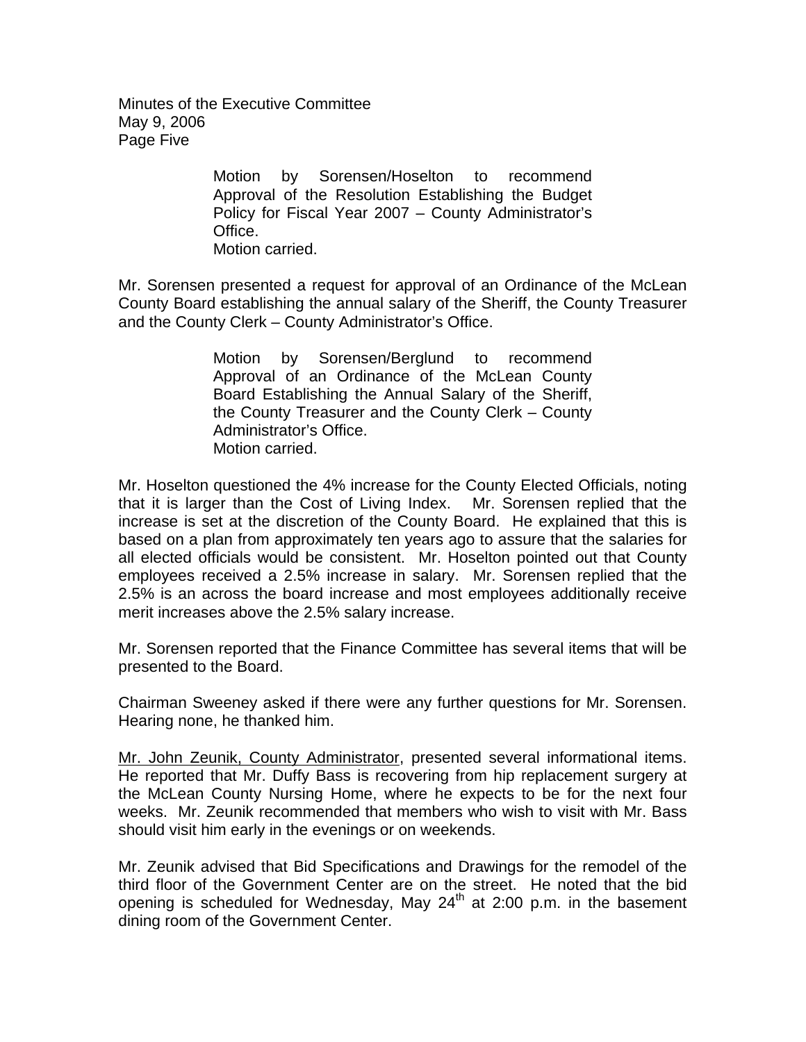Motion by Sorensen/Hoselton to recommend Approval of the Resolution Establishing the Budget Policy for Fiscal Year 2007 – County Administrator's Office.
Motion carried.

Mr. Sorensen presented a request for approval of an Ordinance of the McLean County Board establishing the annual salary of the Sheriff, the County Treasurer and the County Clerk – County Administrator's Office.

> Motion by Sorensen/Berglund to recommend Approval of an Ordinance of the McLean County Board Establishing the Annual Salary of the Sheriff, the County Treasurer and the County Clerk – County Administrator's Office.
> Motion carried.

Mr. Hoselton questioned the 4% increase for the County Elected Officials, noting that it is larger than the Cost of Living Index. Mr. Sorensen replied that the increase is set at the discretion of the County Board. He explained that this is based on a plan from approximately ten years ago to assure that the salaries for all elected officials would be consistent. Mr. Hoselton pointed out that County employees received a 2.5% increase in salary. Mr. Sorensen replied that the 2.5% is an across the board increase and most employees additionally receive merit increases above the 2.5% salary increase.

Mr. Sorensen reported that the Finance Committee has several items that will be presented to the Board.

Chairman Sweeney asked if there were any further questions for Mr. Sorensen. Hearing none, he thanked him.

Mr. John Zeunik, County Administrator, presented several informational items. He reported that Mr. Duffy Bass is recovering from hip replacement surgery at the McLean County Nursing Home, where he expects to be for the next four weeks. Mr. Zeunik recommended that members who wish to visit with Mr. Bass should visit him early in the evenings or on weekends.

Mr. Zeunik advised that Bid Specifications and Drawings for the remodel of the third floor of the Government Center are on the street. He noted that the bid opening is scheduled for Wednesday, May 24th at 2:00 p.m. in the basement dining room of the Government Center.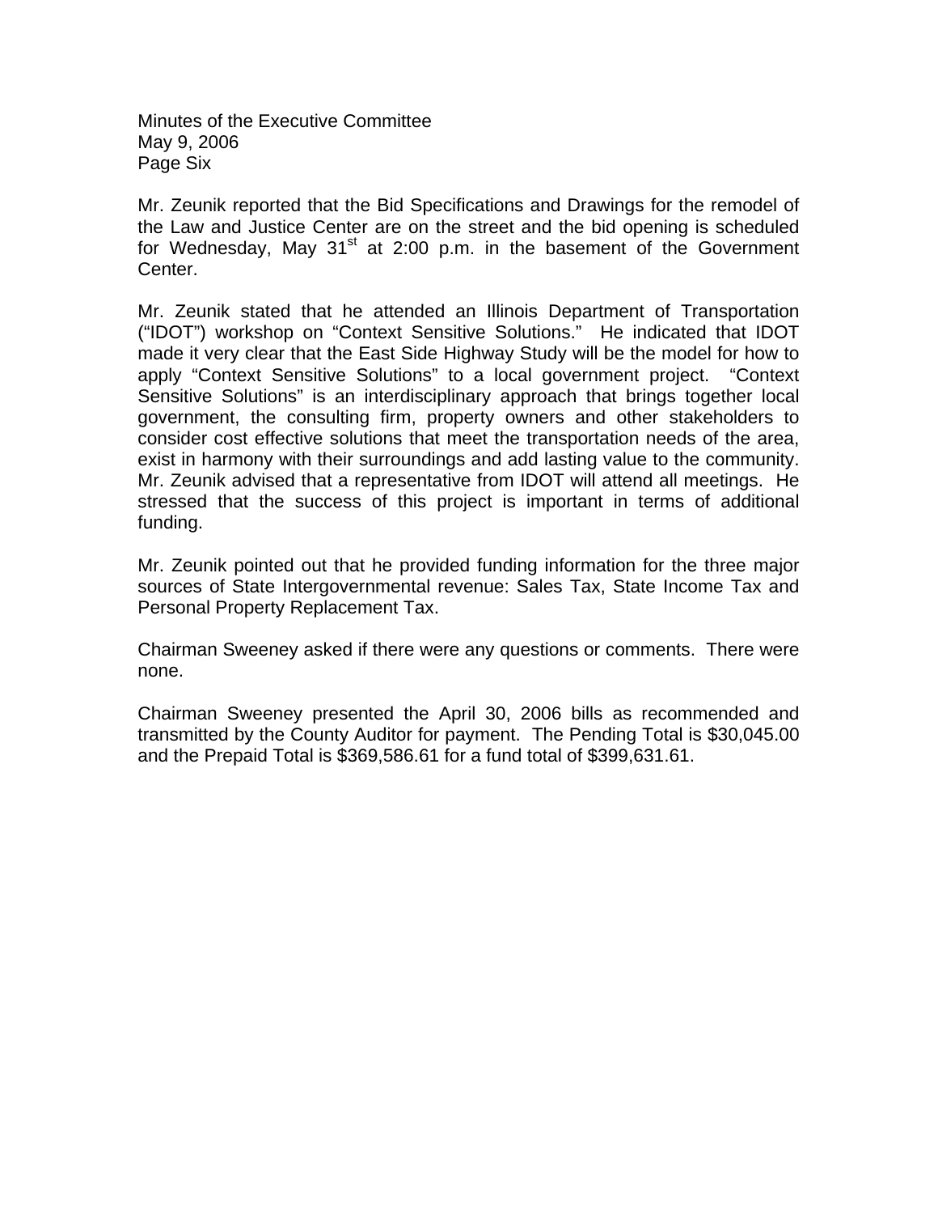Mr. Zeunik reported that the Bid Specifications and Drawings for the remodel of the Law and Justice Center are on the street and the bid opening is scheduled for Wednesday, May 31st at 2:00 p.m. in the basement of the Government Center.

Mr. Zeunik stated that he attended an Illinois Department of Transportation ("IDOT") workshop on "Context Sensitive Solutions." He indicated that IDOT made it very clear that the East Side Highway Study will be the model for how to apply "Context Sensitive Solutions" to a local government project. "Context Sensitive Solutions" is an interdisciplinary approach that brings together local government, the consulting firm, property owners and other stakeholders to consider cost effective solutions that meet the transportation needs of the area, exist in harmony with their surroundings and add lasting value to the community. Mr. Zeunik advised that a representative from IDOT will attend all meetings. He stressed that the success of this project is important in terms of additional funding.

Mr. Zeunik pointed out that he provided funding information for the three major sources of State Intergovernmental revenue: Sales Tax, State Income Tax and Personal Property Replacement Tax.

Chairman Sweeney asked if there were any questions or comments. There were none.

Chairman Sweeney presented the April 30, 2006 bills as recommended and transmitted by the County Auditor for payment. The Pending Total is $30,045.00 and the Prepaid Total is $369,586.61 for a fund total of $399,631.61.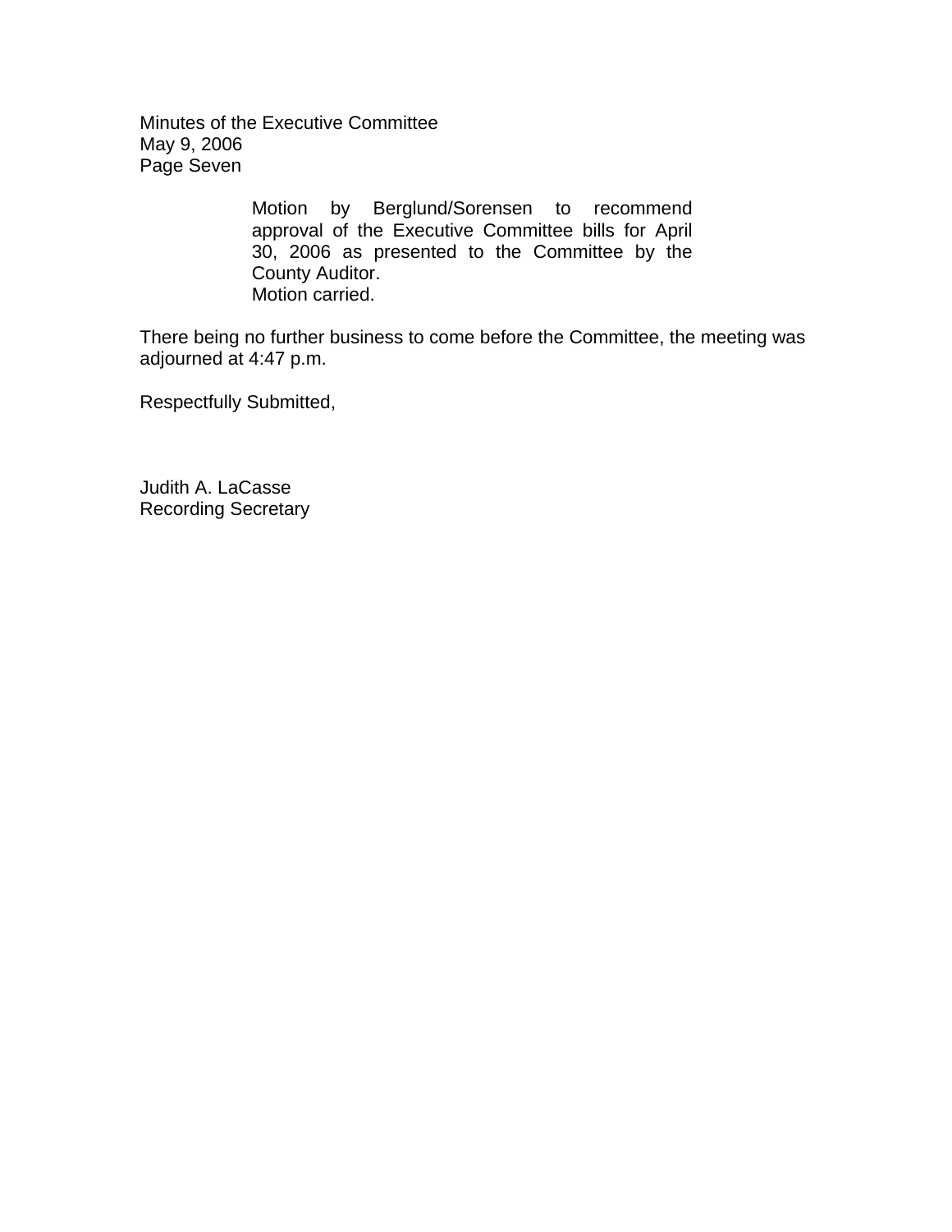Motion by Berglund/Sorensen to recommend approval of the Executive Committee bills for April 30, 2006 as presented to the Committee by the County Auditor.
Motion carried.

There being no further business to come before the Committee, the meeting was adjourned at 4:47 p.m.

Respectfully Submitted,

Judith A. LaCasse
Recording Secretary